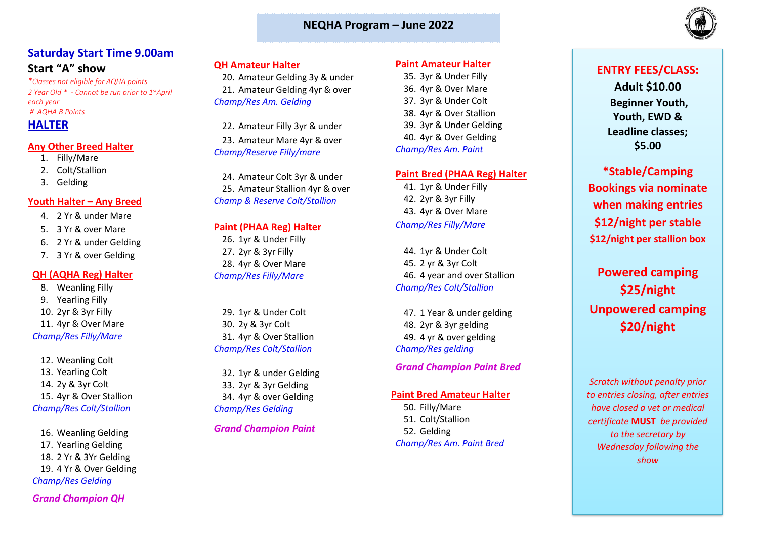# NEQHA Program – June 2022

## Saturday Start Time 9.00am

### Start "A" show

*\*Classes not eligible for AQHA points*
*2 Year Old \*  - Cannot be run prior to 1st April each year*
*#  AQHA B Points*

## HALTER

### Any Other Breed Halter

1. Filly/Mare
2. Colt/Stallion
3. Gelding

### Youth Halter – Any Breed

4. 2 Yr & under Mare
5. 3 Yr & over Mare
6. 2 Yr & under Gelding
7. 3 Yr & over Gelding

### QH (AQHA Reg) Halter

8. Weanling Filly
9. Yearling Filly
10. 2yr & 3yr Filly
11. 4yr & Over Mare

*Champ/Res Filly/Mare*

12. Weanling Colt
13. Yearling Colt
14. 2y & 3yr Colt
15. 4yr & Over Stallion

*Champ/Res Colt/Stallion*

16. Weanling Gelding
17. Yearling Gelding
18. 2 Yr & 3Yr Gelding
19. 4 Yr & Over Gelding

*Champ/Res Gelding*

***Grand Champion QH***

### QH Amateur Halter

20. Amateur Gelding 3y & under
21. Amateur Gelding 4yr & over

*Champ/Res Am. Gelding*

22. Amateur Filly 3yr & under
23. Amateur Mare 4yr & over

*Champ/Reserve Filly/mare*

24. Amateur Colt 3yr & under
25. Amateur Stallion 4yr & over

*Champ & Reserve Colt/Stallion*

### Paint (PHAA Reg) Halter

26. 1yr & Under Filly
27. 2yr & 3yr Filly
28. 4yr & Over Mare

*Champ/Res Filly/Mare*

29. 1yr & Under Colt
30. 2y & 3yr Colt
31. 4yr & Over Stallion

*Champ/Res Colt/Stallion*

32. 1yr & under Gelding
33. 2yr & 3yr Gelding
34. 4yr & over Gelding

*Champ/Res Gelding*

***Grand Champion Paint***

### Paint Amateur Halter

35. 3yr & Under Filly
36. 4yr & Over Mare
37. 3yr & Under Colt
38. 4yr & Over Stallion
39. 3yr & Under Gelding
40. 4yr & Over Gelding

*Champ/Res Am. Paint*

### Paint Bred (PHAA Reg) Halter

41. 1yr & Under Filly
42. 2yr & 3yr Filly
43. 4yr & Over Mare

*Champ/Res Filly/Mare*

44. 1yr & Under Colt
45. 2 yr & 3yr Colt
46. 4 year and over Stallion

*Champ/Res Colt/Stallion*

47. 1 Year & under gelding
48. 2yr & 3yr gelding
49. 4 yr & over gelding

*Champ/Res gelding*

***Grand Champion Paint Bred***

### Paint Bred Amateur Halter

50. Filly/Mare
51. Colt/Stallion
52. Gelding

*Champ/Res Am. Paint Bred*

---

**ENTRY FEES/CLASS:**

**Adult $10.00**

**Beginner Youth, Youth, EWD & Leadline classes; $5.00**

**\*Stable/Camping Bookings via nominate when making entries**
**$12/night per stable**
**$12/night per stallion box**

**Powered camping $25/night**
**Unpowered camping $20/night**

*Scratch without penalty prior to entries closing, after entries have closed a vet or medical certificate* ***MUST*** *be provided to the secretary by Wednesday following the show*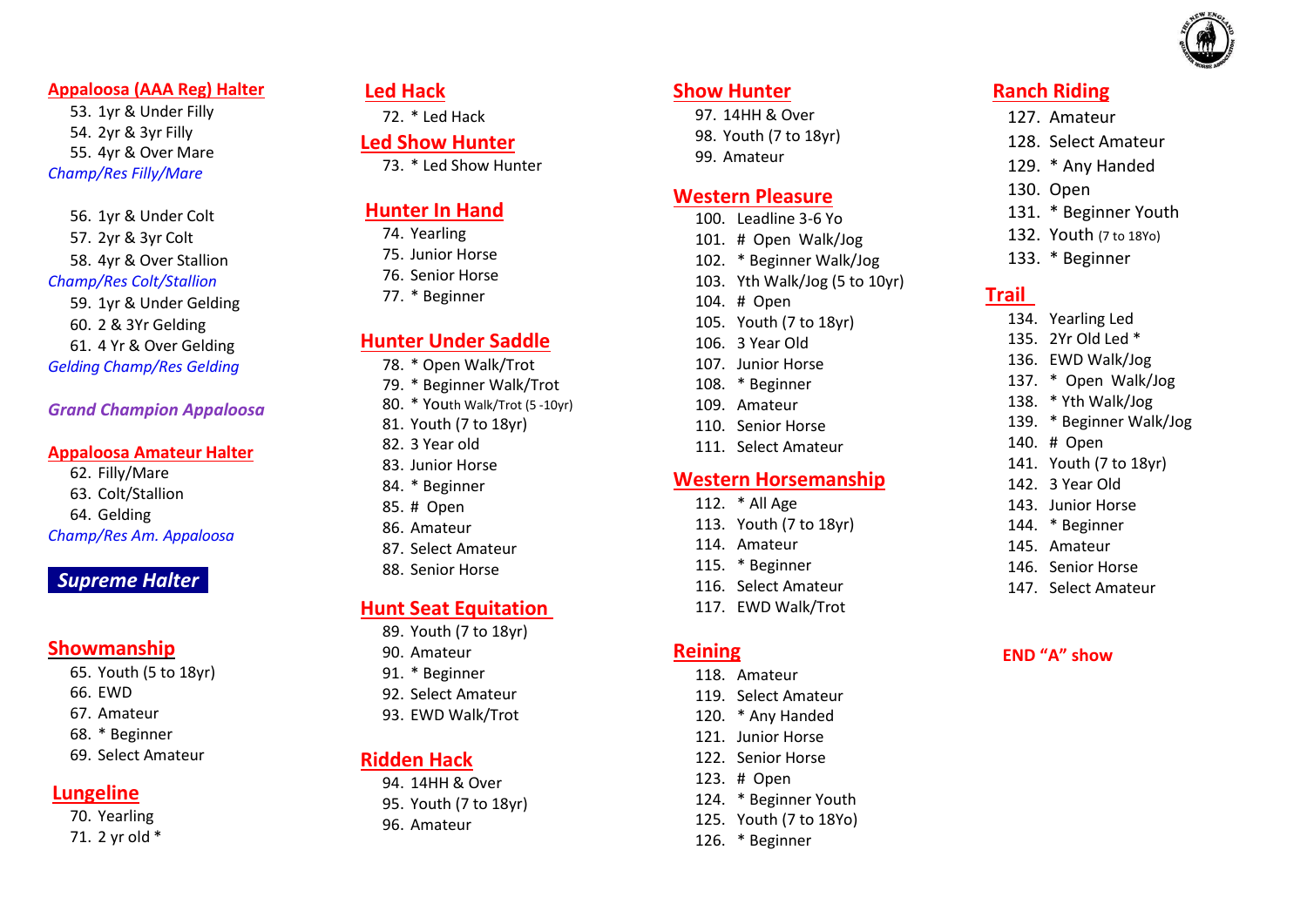## Appaloosa (AAA Reg) Halter

53. 1yr & Under Filly
54. 2yr & 3yr Filly
55. 4yr & Over Mare

*Champ/Res Filly/Mare*

56. 1yr & Under Colt
57. 2yr & 3yr Colt
58. 4yr & Over Stallion

*Champ/Res Colt/Stallion*

59. 1yr & Under Gelding
60. 2 & 3Yr Gelding
61. 4 Yr & Over Gelding

*Gelding Champ/Res Gelding*

***Grand Champion Appaloosa***

## Appaloosa Amateur Halter

62. Filly/Mare
63. Colt/Stallion
64. Gelding

*Champ/Res Am. Appaloosa*

***Supreme Halter***

## Showmanship

65. Youth (5 to 18yr)
66. EWD
67. Amateur
68. * Beginner
69. Select Amateur

## Lungeline

70. Yearling
71. 2 yr old *

## Led Hack

72. * Led Hack

## Led Show Hunter

73. * Led Show Hunter

## Hunter In Hand

74. Yearling
75. Junior Horse
76. Senior Horse
77. * Beginner

## Hunter Under Saddle

78. * Open Walk/Trot
79. * Beginner Walk/Trot
80. * Youth Walk/Trot (5 -10yr)
81. Youth (7 to 18yr)
82. 3 Year old
83. Junior Horse
84. * Beginner
85. # Open
86. Amateur
87. Select Amateur
88. Senior Horse

## Hunt Seat Equitation

89. Youth (7 to 18yr)
90. Amateur
91. * Beginner
92. Select Amateur
93. EWD Walk/Trot

## Ridden Hack

94. 14HH & Over
95. Youth (7 to 18yr)
96. Amateur

## Show Hunter

97. 14HH & Over
98. Youth (7 to 18yr)
99. Amateur

## Western Pleasure

100. Leadline 3-6 Yo
101. # Open Walk/Jog
102. * Beginner Walk/Jog
103. Yth Walk/Jog (5 to 10yr)
104. # Open
105. Youth (7 to 18yr)
106. 3 Year Old
107. Junior Horse
108. * Beginner
109. Amateur
110. Senior Horse
111. Select Amateur

## Western Horsemanship

112. * All Age
113. Youth (7 to 18yr)
114. Amateur
115. * Beginner
116. Select Amateur
117. EWD Walk/Trot

## Reining

118. Amateur
119. Select Amateur
120. * Any Handed
121. Junior Horse
122. Senior Horse
123. # Open
124. * Beginner Youth
125. Youth (7 to 18Yo)
126. * Beginner

## Ranch Riding

127. Amateur
128. Select Amateur
129. * Any Handed
130. Open
131. * Beginner Youth
132. Youth (7 to 18Yo)
133. * Beginner

## Trail

134. Yearling Led
135. 2Yr Old Led *
136. EWD Walk/Jog
137. * Open Walk/Jog
138. * Yth Walk/Jog
139. * Beginner Walk/Jog
140. # Open
141. Youth (7 to 18yr)
142. 3 Year Old
143. Junior Horse
144. * Beginner
145. Amateur
146. Senior Horse
147. Select Amateur

**END "A" show**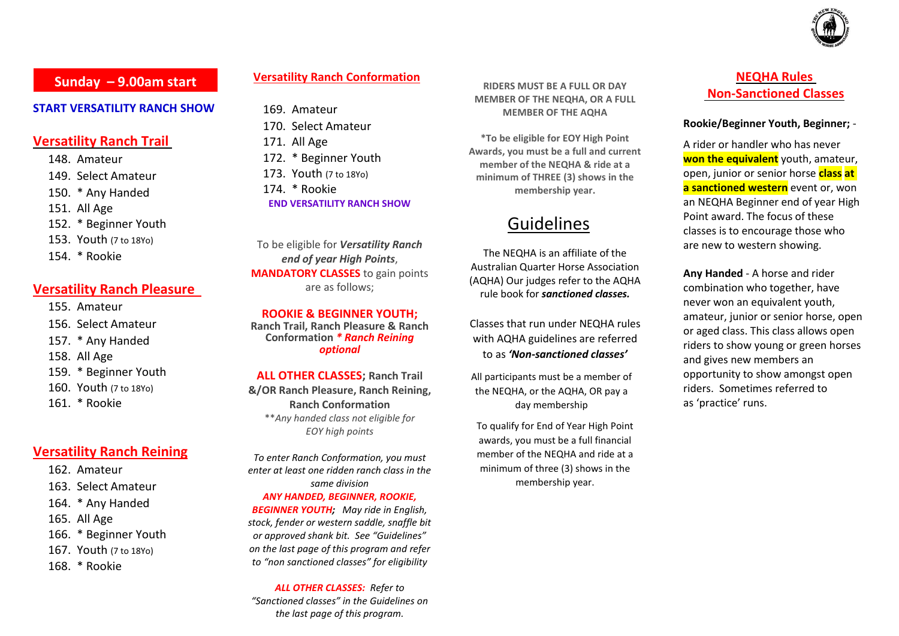## Sunday – 9.00am start

**START VERSATILITY RANCH SHOW**

### Versatility Ranch Trail

148. Amateur
149. Select Amateur
150. * Any Handed
151. All Age
152. * Beginner Youth
153. Youth (7 to 18Yo)
154. * Rookie

### Versatility Ranch Pleasure

155. Amateur
156. Select Amateur
157. * Any Handed
158. All Age
159. * Beginner Youth
160. Youth (7 to 18Yo)
161. * Rookie

### Versatility Ranch Reining

162. Amateur
163. Select Amateur
164. * Any Handed
165. All Age
166. * Beginner Youth
167. Youth (7 to 18Yo)
168. * Rookie

### Versatility Ranch Conformation

169. Amateur
170. Select Amateur
171. All Age
172. * Beginner Youth
173. Youth (7 to 18Yo)
174. * Rookie

**END VERSATILITY RANCH SHOW**

To be eligible for ***Versatility Ranch end of year High Points***, **MANDATORY CLASSES** to gain points are as follows;

**ROOKIE & BEGINNER YOUTH;**
**Ranch Trail, Ranch Pleasure & Ranch Conformation *** *Ranch Reining optional***

**ALL OTHER CLASSES; Ranch Trail &/OR Ranch Pleasure, Ranch Reining, Ranch Conformation**
*\*\*Any handed class not eligible for EOY high points*

*To enter Ranch Conformation, you must enter at least one ridden ranch class in the same division*

***ANY HANDED, BEGINNER, ROOKIE, BEGINNER YOUTH;*** *May ride in English, stock, fender or western saddle, snaffle bit or approved shank bit. See "Guidelines" on the last page of this program and refer to "non sanctioned classes" for eligibility*

***ALL OTHER CLASSES:*** *Refer to "Sanctioned classes" in the Guidelines on the last page of this program.*

**RIDERS MUST BE A FULL OR DAY MEMBER OF THE NEQHA, OR A FULL MEMBER OF THE AQHA**

**\*To be eligible for EOY High Point Awards, you must be a full and current member of the NEQHA & ride at a minimum of THREE (3) shows in the membership year.**

## Guidelines

The NEQHA is an affiliate of the Australian Quarter Horse Association (AQHA) Our judges refer to the AQHA rule book for ***sanctioned classes.***

Classes that run under NEQHA rules with AQHA guidelines are referred to as ***'Non-sanctioned classes'***

All participants must be a member of the NEQHA, or the AQHA, OR pay a day membership

To qualify for End of Year High Point awards, you must be a full financial member of the NEQHA and ride at a minimum of three (3) shows in the membership year.

## NEQHA Rules Non-Sanctioned Classes

**Rookie/Beginner Youth, Beginner;** -

A rider or handler who has never **won the equivalent** youth, amateur, open, junior or senior horse **class at a sanctioned western** event or, won an NEQHA Beginner end of year High Point award. The focus of these classes is to encourage those who are new to western showing.

**Any Handed** - A horse and rider combination who together, have never won an equivalent youth, amateur, junior or senior horse, open or aged class. This class allows open riders to show young or green horses and gives new members an opportunity to show amongst open riders. Sometimes referred to as 'practice' runs.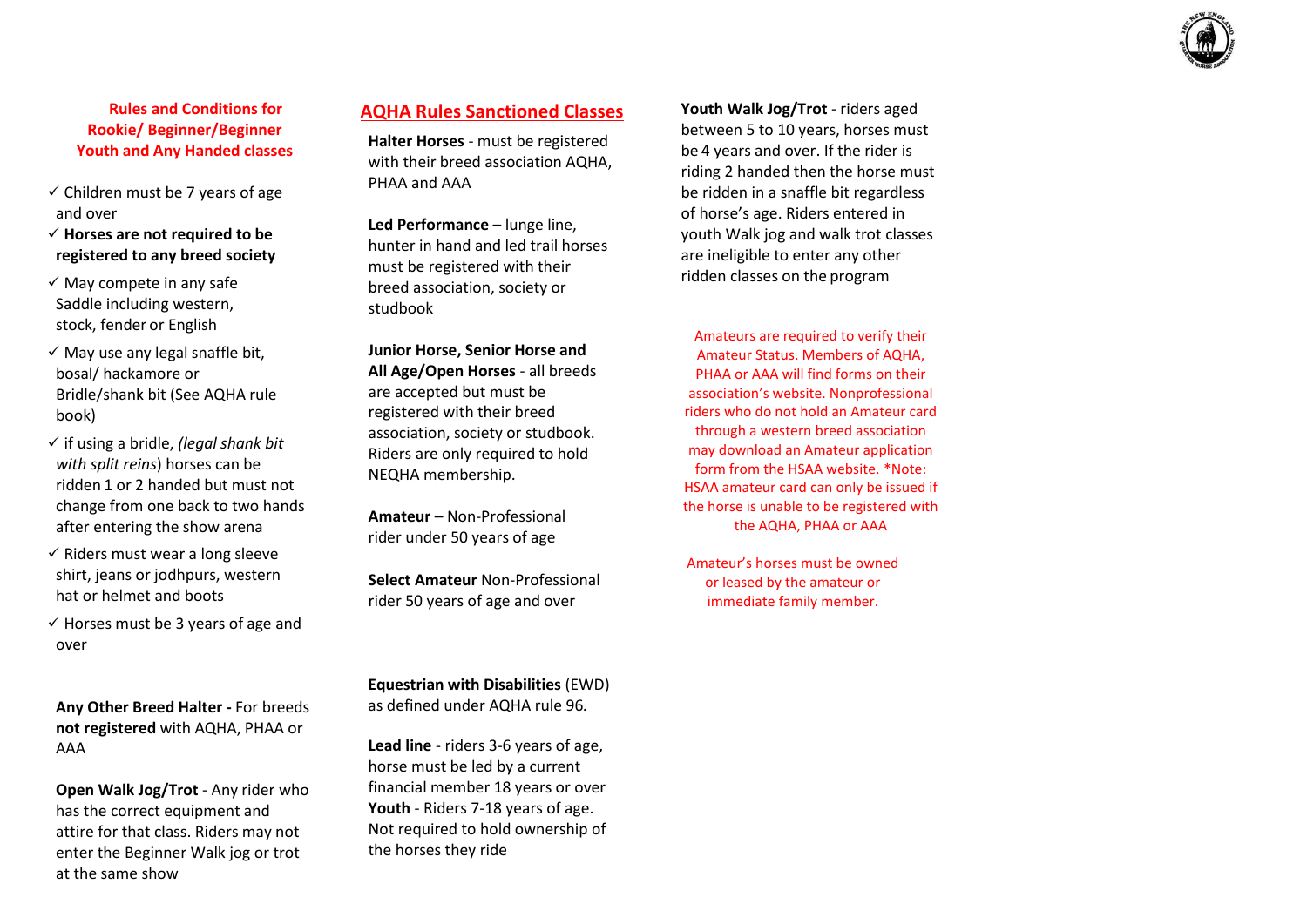## Rules and Conditions for Rookie/ Beginner/Beginner Youth and Any Handed classes

- ✓ Children must be 7 years of age and over
- ✓ **Horses are not required to be registered to any breed society**
- ✓ May compete in any safe Saddle including western, stock, fender or English
- ✓ May use any legal snaffle bit, bosal/ hackamore or Bridle/shank bit (See AQHA rule book)
- ✓ if using a bridle, *(legal shank bit with split reins*) horses can be ridden 1 or 2 handed but must not change from one back to two hands after entering the show arena
- ✓ Riders must wear a long sleeve shirt, jeans or jodhpurs, western hat or helmet and boots
- ✓ Horses must be 3 years of age and over

**Any Other Breed Halter -** For breeds **not registered** with AQHA, PHAA or AAA

**Open Walk Jog/Trot** - Any rider who has the correct equipment and attire for that class. Riders may not enter the Beginner Walk jog or trot at the same show

## AQHA Rules Sanctioned Classes

**Halter Horses** - must be registered with their breed association AQHA, PHAA and AAA

**Led Performance** – lunge line, hunter in hand and led trail horses must be registered with their breed association, society or studbook

**Junior Horse, Senior Horse and All Age/Open Horses** - all breeds are accepted but must be registered with their breed association, society or studbook. Riders are only required to hold NEQHA membership.

**Amateur** – Non-Professional rider under 50 years of age

**Select Amateur** Non-Professional rider 50 years of age and over

**Equestrian with Disabilities** (EWD) as defined under AQHA rule 96.

**Lead line** - riders 3-6 years of age, horse must be led by a current financial member 18 years or over

**Youth** - Riders 7-18 years of age. Not required to hold ownership of the horses they ride

**Youth Walk Jog/Trot** - riders aged between 5 to 10 years, horses must be 4 years and over. If the rider is riding 2 handed then the horse must be ridden in a snaffle bit regardless of horse's age. Riders entered in youth Walk jog and walk trot classes are ineligible to enter any other ridden classes on the program

Amateurs are required to verify their Amateur Status. Members of AQHA, PHAA or AAA will find forms on their association's website. Nonprofessional riders who do not hold an Amateur card through a western breed association may download an Amateur application form from the HSAA website. *Note: HSAA amateur card can only be issued if the horse is unable to be registered with the AQHA, PHAA or AAA

Amateur's horses must be owned or leased by the amateur or immediate family member.